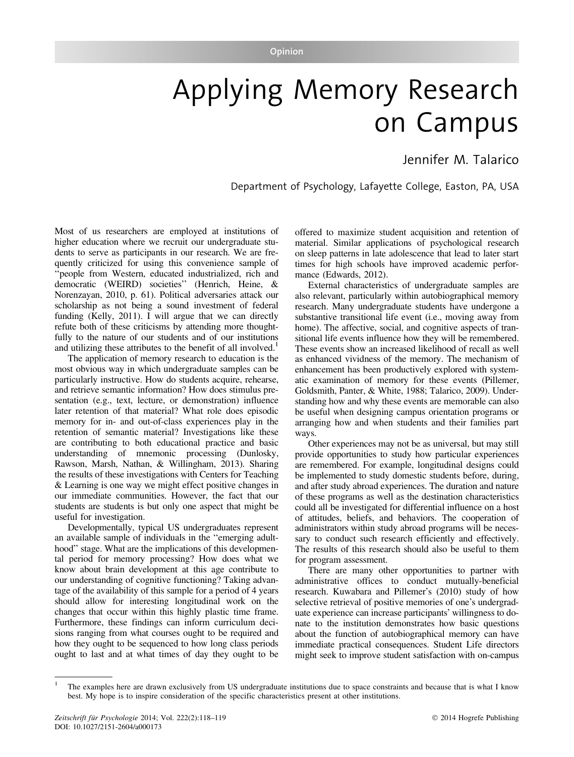Opinion

# Applying Memory Research on Campus

Jennifer M. Talarico

Department of Psychology, Lafayette College, Easton, PA, USA

Most of us researchers are employed at institutions of higher education where we recruit our undergraduate students to serve as participants in our research. We are frequently criticized for using this convenience sample of "people from Western, educated industrialized, rich and democratic (WEIRD) societies" (Henrich, Heine, & Norenzayan, 2010, p. 61). Political adversaries attack our scholarship as not being a sound investment of federal funding (Kelly, 2011). I will argue that we can directly refute both of these criticisms by attending more thoughtfully to the nature of our students and of our institutions and utilizing these attributes to the benefit of all involved.[1]

The application of memory research to education is the most obvious way in which undergraduate samples can be particularly instructive. How do students acquire, rehearse, and retrieve semantic information? How does stimulus presentation (e.g., text, lecture, or demonstration) influence later retention of that material? What role does episodic memory for in- and out-of-class experiences play in the retention of semantic material? Investigations like these are contributing to both educational practice and basic understanding of mnemonic processing (Dunlosky, Rawson, Marsh, Nathan, & Willingham, 2013). Sharing the results of these investigations with Centers for Teaching & Learning is one way we might effect positive changes in our immediate communities. However, the fact that our students are students is but only one aspect that might be useful for investigation.

Developmentally, typical US undergraduates represent an available sample of individuals in the "emerging adulthood" stage. What are the implications of this developmental period for memory processing? How does what we know about brain development at this age contribute to our understanding of cognitive functioning? Taking advantage of the availability of this sample for a period of 4 years should allow for interesting longitudinal work on the changes that occur within this highly plastic time frame. Furthermore, these findings can inform curriculum decisions ranging from what courses ought to be required and how they ought to be sequenced to how long class periods ought to last and at what times of day they ought to be offered to maximize student acquisition and retention of material. Similar applications of psychological research on sleep patterns in late adolescence that lead to later start times for high schools have improved academic performance (Edwards, 2012).

External characteristics of undergraduate samples are also relevant, particularly within autobiographical memory research. Many undergraduate students have undergone a substantive transitional life event (i.e., moving away from home). The affective, social, and cognitive aspects of transitional life events influence how they will be remembered. These events show an increased likelihood of recall as well as enhanced vividness of the memory. The mechanism of enhancement has been productively explored with systematic examination of memory for these events (Pillemer, Goldsmith, Panter, & White, 1988; Talarico, 2009). Understanding how and why these events are memorable can also be useful when designing campus orientation programs or arranging how and when students and their families part ways.

Other experiences may not be as universal, but may still provide opportunities to study how particular experiences are remembered. For example, longitudinal designs could be implemented to study domestic students before, during, and after study abroad experiences. The duration and nature of these programs as well as the destination characteristics could all be investigated for differential influence on a host of attitudes, beliefs, and behaviors. The cooperation of administrators within study abroad programs will be necessary to conduct such research efficiently and effectively. The results of this research should also be useful to them for program assessment.

There are many other opportunities to partner with administrative offices to conduct mutually-beneficial research. Kuwabara and Pillemer's (2010) study of how selective retrieval of positive memories of one's undergraduate experience can increase participants' willingness to donate to the institution demonstrates how basic questions about the function of autobiographical memory can have immediate practical consequences. Student Life directors might seek to improve student satisfaction with on-campus

---

[1] The examples here are drawn exclusively from US undergraduate institutions due to space constraints and because that is what I know best. My hope is to inspire consideration of the specific characteristics present at other institutions.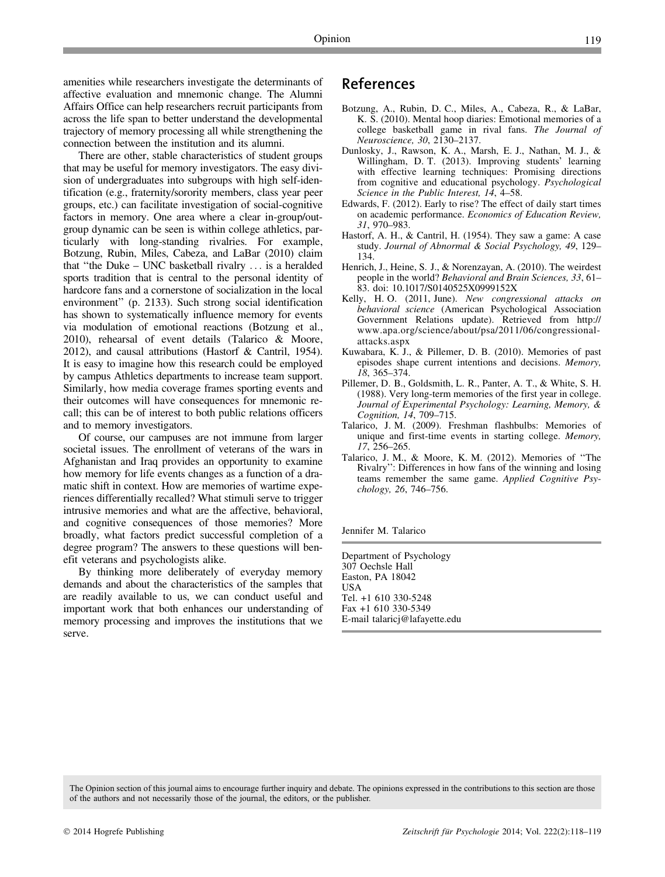amenities while researchers investigate the determinants of affective evaluation and mnemonic change. The Alumni Affairs Office can help researchers recruit participants from across the life span to better understand the developmental trajectory of memory processing all while strengthening the connection between the institution and its alumni.

There are other, stable characteristics of student groups that may be useful for memory investigators. The easy division of undergraduates into subgroups with high self-identification (e.g., fraternity/sorority members, class year peer groups, etc.) can facilitate investigation of social-cognitive factors in memory. One area where a clear in-group/out-group dynamic can be seen is within college athletics, particularly with long-standing rivalries. For example, Botzung, Rubin, Miles, Cabeza, and LaBar (2010) claim that "the Duke – UNC basketball rivalry ... is a heralded sports tradition that is central to the personal identity of hardcore fans and a cornerstone of socialization in the local environment" (p. 2133). Such strong social identification has shown to systematically influence memory for events via modulation of emotional reactions (Botzung et al., 2010), rehearsal of event details (Talarico & Moore, 2012), and causal attributions (Hastorf & Cantril, 1954). It is easy to imagine how this research could be employed by campus Athletics departments to increase team support. Similarly, how media coverage frames sporting events and their outcomes will have consequences for mnemonic recall; this can be of interest to both public relations officers and to memory investigators.

Of course, our campuses are not immune from larger societal issues. The enrollment of veterans of the wars in Afghanistan and Iraq provides an opportunity to examine how memory for life events changes as a function of a dramatic shift in context. How are memories of wartime experiences differentially recalled? What stimuli serve to trigger intrusive memories and what are the affective, behavioral, and cognitive consequences of those memories? More broadly, what factors predict successful completion of a degree program? The answers to these questions will benefit veterans and psychologists alike.

By thinking more deliberately of everyday memory demands and about the characteristics of the samples that are readily available to us, we can conduct useful and important work that both enhances our understanding of memory processing and improves the institutions that we serve.

## References

Botzung, A., Rubin, D. C., Miles, A., Cabeza, R., & LaBar, K. S. (2010). Mental hoop diaries: Emotional memories of a college basketball game in rival fans. *The Journal of Neuroscience, 30*, 2130–2137.

Dunlosky, J., Rawson, K. A., Marsh, E. J., Nathan, M. J., & Willingham, D. T. (2013). Improving students' learning with effective learning techniques: Promising directions from cognitive and educational psychology. *Psychological Science in the Public Interest, 14*, 4–58.

Edwards, F. (2012). Early to rise? The effect of daily start times on academic performance. *Economics of Education Review, 31*, 970–983.

Hastorf, A. H., & Cantril, H. (1954). They saw a game: A case study. *Journal of Abnormal & Social Psychology, 49*, 129–134.

Henrich, J., Heine, S. J., & Norenzayan, A. (2010). The weirdest people in the world? *Behavioral and Brain Sciences, 33*, 61–83. doi: 10.1017/S0140525X0999152X

Kelly, H. O. (2011, June). *New congressional attacks on behavioral science* (American Psychological Association Government Relations update). Retrieved from http://www.apa.org/science/about/psa/2011/06/congressional-attacks.aspx

Kuwabara, K. J., & Pillemer, D. B. (2010). Memories of past episodes shape current intentions and decisions. *Memory, 18*, 365–374.

Pillemer, D. B., Goldsmith, L. R., Panter, A. T., & White, S. H. (1988). Very long-term memories of the first year in college. *Journal of Experimental Psychology: Learning, Memory, & Cognition, 14*, 709–715.

Talarico, J. M. (2009). Freshman flashbulbs: Memories of unique and first-time events in starting college. *Memory, 17*, 256–265.

Talarico, J. M., & Moore, K. M. (2012). Memories of "The Rivalry": Differences in how fans of the winning and losing teams remember the same game. *Applied Cognitive Psychology, 26*, 746–756.

Jennifer M. Talarico

Department of Psychology
307 Oechsle Hall
Easton, PA 18042
USA
Tel. +1 610 330-5248
Fax +1 610 330-5349
E-mail talaricj@lafayette.edu

The Opinion section of this journal aims to encourage further inquiry and debate. The opinions expressed in the contributions to this section are those of the authors and not necessarily those of the journal, the editors, or the publisher.